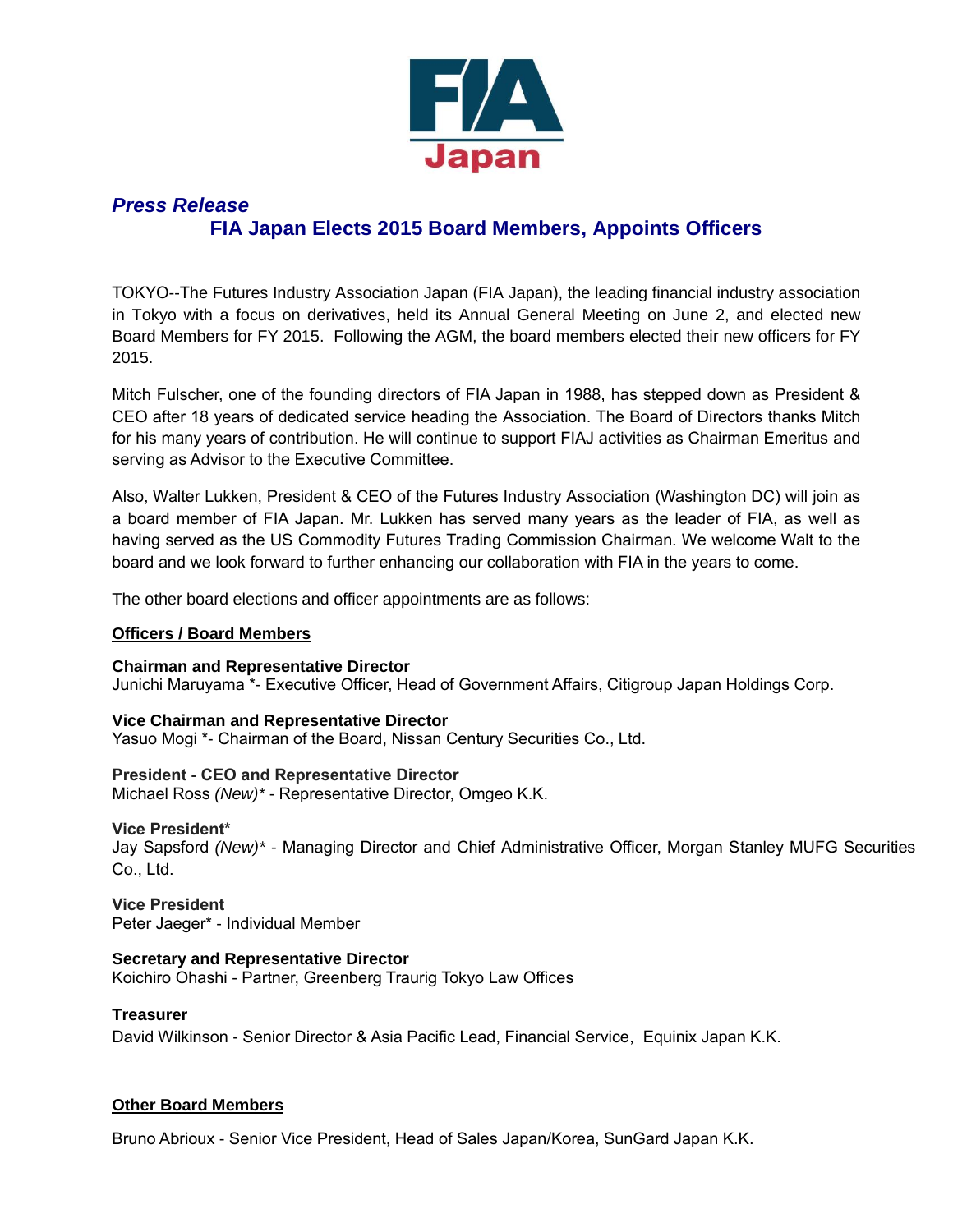FIA Japan

*Press Release*

# FIA Japan Elects 2015 Board Members, Appoints Officers

TOKYO--The Futures Industry Association Japan (FIA Japan), the leading financial industry association in Tokyo with a focus on derivatives, held its Annual General Meeting on June 2, and elected new Board Members for FY 2015. Following the AGM, the board members elected their new officers for FY 2015.

Mitch Fulscher, one of the founding directors of FIA Japan in 1988, has stepped down as President & CEO after 18 years of dedicated service heading the Association. The Board of Directors thanks Mitch for his many years of contribution. He will continue to support FIAJ activities as Chairman Emeritus and serving as Advisor to the Executive Committee.

Also, Walter Lukken, President & CEO of the Futures Industry Association (Washington DC) will join as a board member of FIA Japan. Mr. Lukken has served many years as the leader of FIA, as well as having served as the US Commodity Futures Trading Commission Chairman. We welcome Walt to the board and we look forward to further enhancing our collaboration with FIA in the years to come.

The other board elections and officer appointments are as follows:

## Officers / Board Members

**Chairman and Representative Director**
Junichi Maruyama *- Executive Officer, Head of Government Affairs, Citigroup Japan Holdings Corp.

**Vice Chairman and Representative Director**
Yasuo Mogi *- Chairman of the Board, Nissan Century Securities Co., Ltd.

**President - CEO and Representative Director**
Michael Ross *(New)** - Representative Director, Omgeo K.K.

**Vice President***
Jay Sapsford *(New)** - Managing Director and Chief Administrative Officer, Morgan Stanley MUFG Securities Co., Ltd.

**Vice President**
Peter Jaeger* - Individual Member

**Secretary and Representative Director**
Koichiro Ohashi - Partner, Greenberg Traurig Tokyo Law Offices

**Treasurer**
David Wilkinson - Senior Director & Asia Pacific Lead, Financial Service, Equinix Japan K.K.

## Other Board Members

Bruno Abrioux - Senior Vice President, Head of Sales Japan/Korea, SunGard Japan K.K.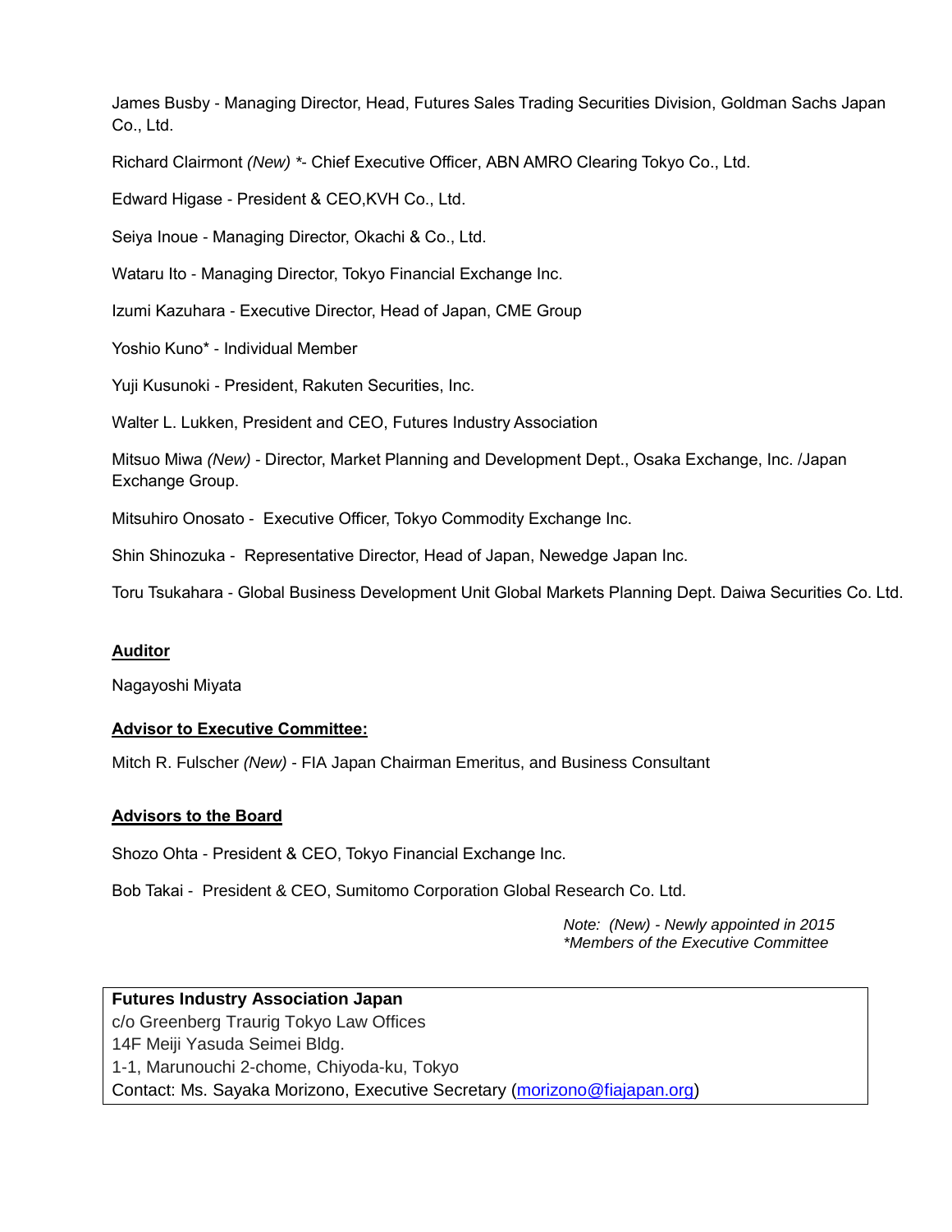James Busby - Managing Director, Head, Futures Sales Trading Securities Division, Goldman Sachs Japan Co., Ltd.

Richard Clairmont *(New)* *- Chief Executive Officer, ABN AMRO Clearing Tokyo Co., Ltd.

Edward Higase - President & CEO,KVH Co., Ltd.

Seiya Inoue - Managing Director, Okachi & Co., Ltd.

Wataru Ito - Managing Director, Tokyo Financial Exchange Inc.

Izumi Kazuhara - Executive Director, Head of Japan, CME Group

Yoshio Kuno* - Individual Member

Yuji Kusunoki - President, Rakuten Securities, Inc.

Walter L. Lukken, President and CEO, Futures Industry Association

Mitsuo Miwa *(New)* - Director, Market Planning and Development Dept., Osaka Exchange, Inc. /Japan Exchange Group.

Mitsuhiro Onosato - Executive Officer, Tokyo Commodity Exchange Inc.

Shin Shinozuka - Representative Director, Head of Japan, Newedge Japan Inc.

Toru Tsukahara - Global Business Development Unit Global Markets Planning Dept. Daiwa Securities Co. Ltd.

**Auditor**

Nagayoshi Miyata

**Advisor to Executive Committee:**

Mitch R. Fulscher *(New)* - FIA Japan Chairman Emeritus, and Business Consultant

**Advisors to the Board**

Shozo Ohta - President & CEO, Tokyo Financial Exchange Inc.

Bob Takai - President & CEO, Sumitomo Corporation Global Research Co. Ltd.

*Note: (New) - Newly appointed in 2015*
**Members of the Executive Committee*

**Futures Industry Association Japan**
c/o Greenberg Traurig Tokyo Law Offices
14F Meiji Yasuda Seimei Bldg.
1-1, Marunouchi 2-chome, Chiyoda-ku, Tokyo
Contact: Ms. Sayaka Morizono, Executive Secretary (morizono@fiajapan.org)